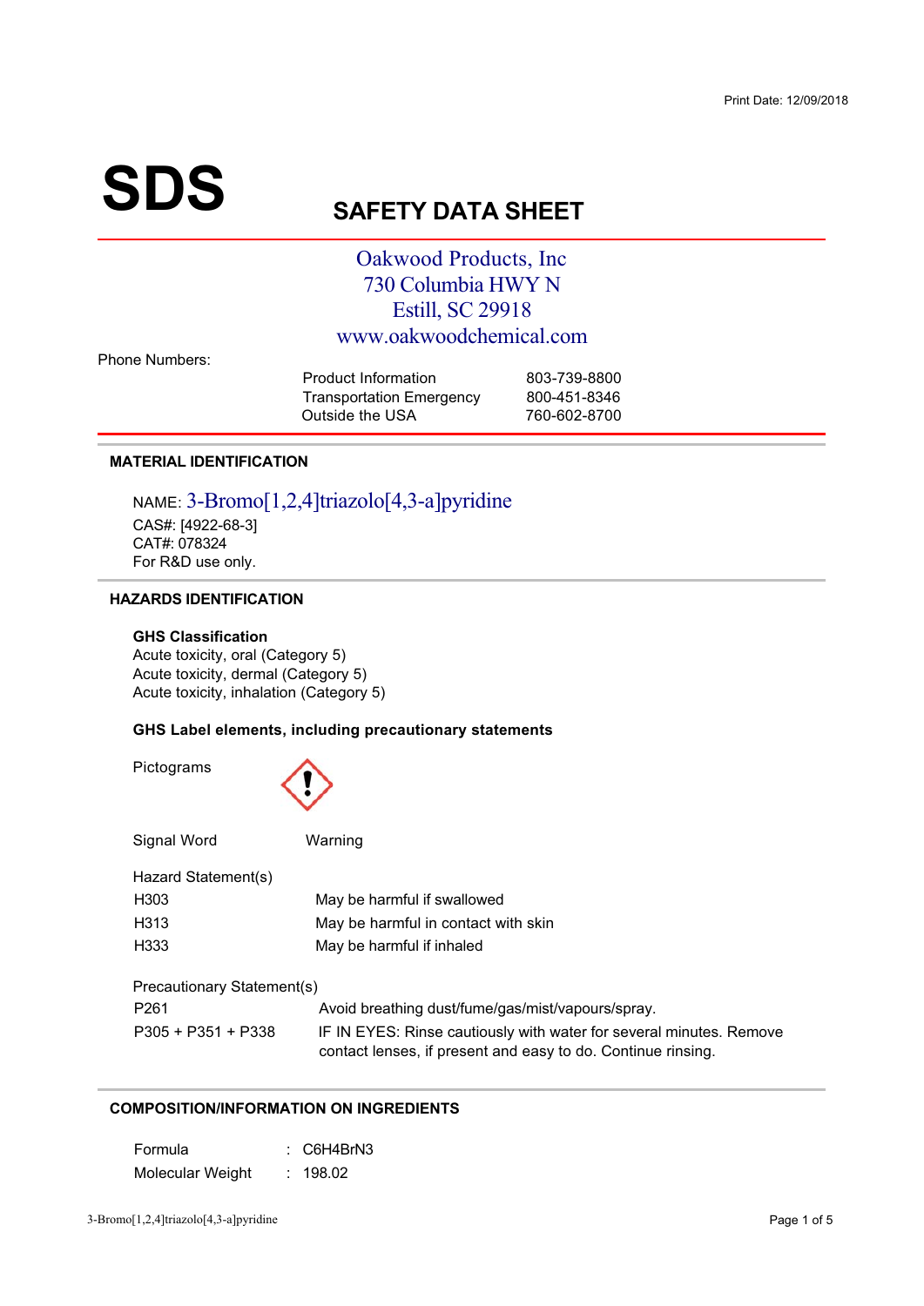Print Date: 12/09/2018

# SDS

## SAFETY DATA SHEET

Oakwood Products, Inc
730 Columbia HWY N
Estill, SC 29918
www.oakwoodchemical.com

Phone Numbers:

| | |
|---|---|
| Product Information | 803-739-8800 |
| Transportation Emergency | 800-451-8346 |
| Outside the USA | 760-602-8700 |

### MATERIAL IDENTIFICATION

NAME: 3-Bromo[1,2,4]triazolo[4,3-a]pyridine
CAS#: [4922-68-3]
CAT#: 078324
For R&D use only.

### HAZARDS IDENTIFICATION

**GHS Classification**
Acute toxicity, oral (Category 5)
Acute toxicity, dermal (Category 5)
Acute toxicity, inhalation (Category 5)

**GHS Label elements, including precautionary statements**

Pictograms

Signal Word: Warning

Hazard Statement(s)

| | |
|---|---|
| H303 | May be harmful if swallowed |
| H313 | May be harmful in contact with skin |
| H333 | May be harmful if inhaled |

Precautionary Statement(s)

| | |
|---|---|
| P261 | Avoid breathing dust/fume/gas/mist/vapours/spray. |
| P305 + P351 + P338 | IF IN EYES: Rinse cautiously with water for several minutes. Remove contact lenses, if present and easy to do. Continue rinsing. |

### COMPOSITION/INFORMATION ON INGREDIENTS

| | |
|---|---|
| Formula | : $C_6H_4BrN_3$ |
| Molecular Weight | : 198.02 |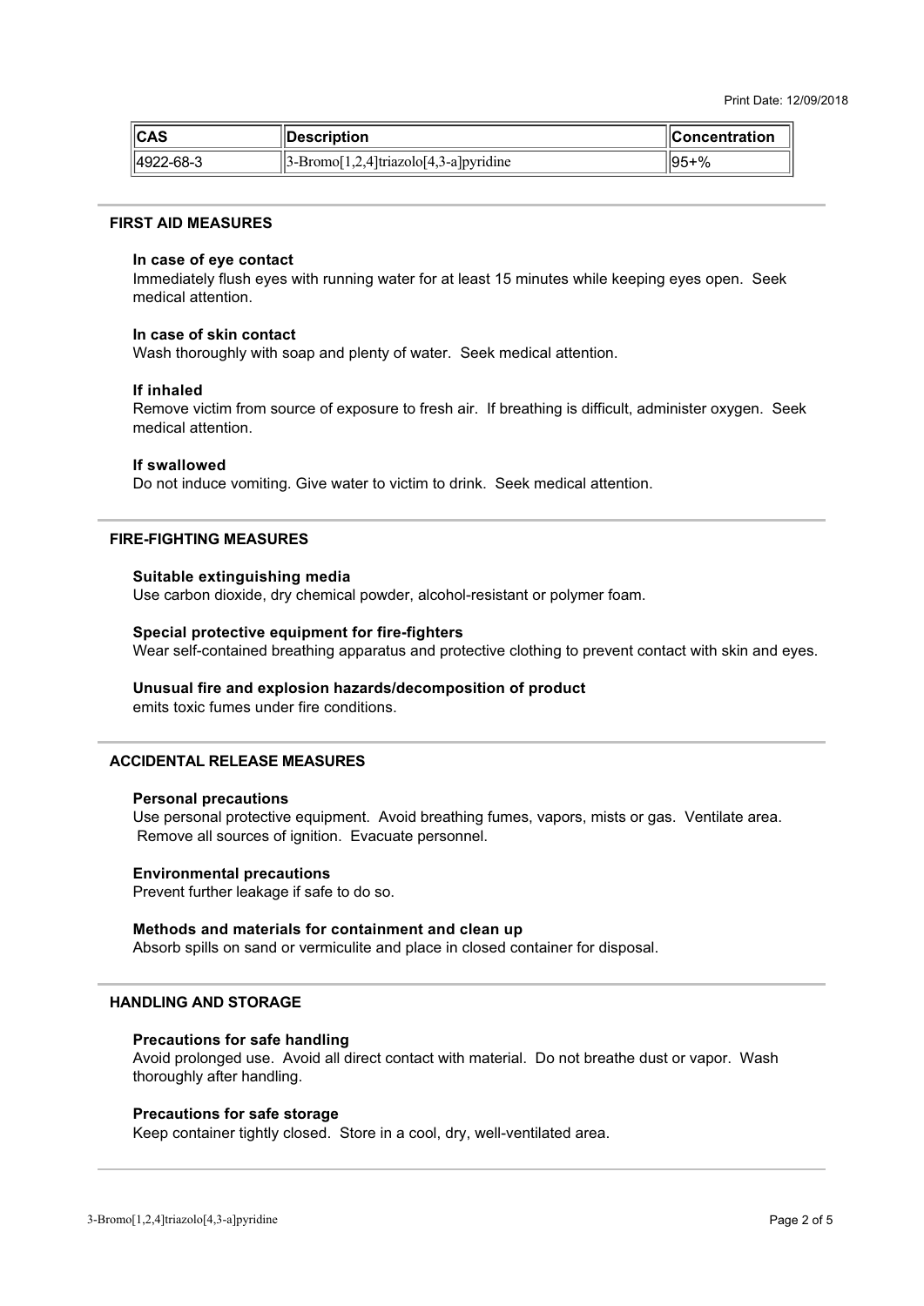| CAS | Description | Concentration |
|---|---|---|
| 4922-68-3 | 3-Bromo[1,2,4]triazolo[4,3-a]pyridine | 95+% |

## FIRST AID MEASURES

### In case of eye contact

Immediately flush eyes with running water for at least 15 minutes while keeping eyes open. Seek medical attention.

### In case of skin contact

Wash thoroughly with soap and plenty of water. Seek medical attention.

### If inhaled

Remove victim from source of exposure to fresh air. If breathing is difficult, administer oxygen. Seek medical attention.

### If swallowed

Do not induce vomiting. Give water to victim to drink. Seek medical attention.

## FIRE-FIGHTING MEASURES

### Suitable extinguishing media

Use carbon dioxide, dry chemical powder, alcohol-resistant or polymer foam.

### Special protective equipment for fire-fighters

Wear self-contained breathing apparatus and protective clothing to prevent contact with skin and eyes.

### Unusual fire and explosion hazards/decomposition of product

emits toxic fumes under fire conditions.

## ACCIDENTAL RELEASE MEASURES

### Personal precautions

Use personal protective equipment. Avoid breathing fumes, vapors, mists or gas. Ventilate area. Remove all sources of ignition. Evacuate personnel.

### Environmental precautions

Prevent further leakage if safe to do so.

### Methods and materials for containment and clean up

Absorb spills on sand or vermiculite and place in closed container for disposal.

## HANDLING AND STORAGE

### Precautions for safe handling

Avoid prolonged use. Avoid all direct contact with material. Do not breathe dust or vapor. Wash thoroughly after handling.

### Precautions for safe storage

Keep container tightly closed. Store in a cool, dry, well-ventilated area.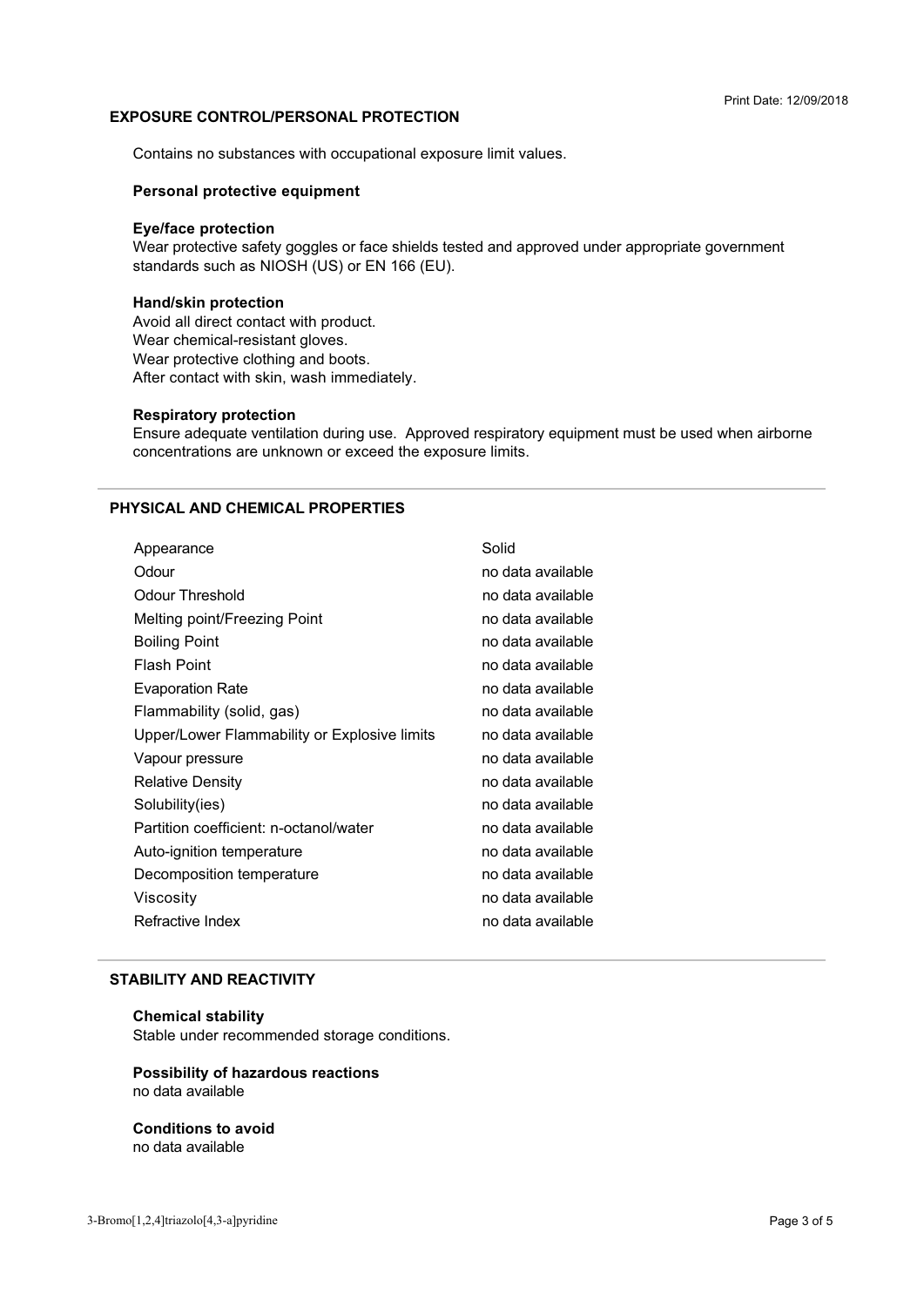## EXPOSURE CONTROL/PERSONAL PROTECTION

Contains no substances with occupational exposure limit values.

### Personal protective equipment

**Eye/face protection**

Wear protective safety goggles or face shields tested and approved under appropriate government standards such as NIOSH (US) or EN 166 (EU).

**Hand/skin protection**

Avoid all direct contact with product.
Wear chemical-resistant gloves.
Wear protective clothing and boots.
After contact with skin, wash immediately.

**Respiratory protection**

Ensure adequate ventilation during use. Approved respiratory equipment must be used when airborne concentrations are unknown or exceed the exposure limits.

## PHYSICAL AND CHEMICAL PROPERTIES

| Property | Value |
|---|---|
| Appearance | Solid |
| Odour | no data available |
| Odour Threshold | no data available |
| Melting point/Freezing Point | no data available |
| Boiling Point | no data available |
| Flash Point | no data available |
| Evaporation Rate | no data available |
| Flammability (solid, gas) | no data available |
| Upper/Lower Flammability or Explosive limits | no data available |
| Vapour pressure | no data available |
| Relative Density | no data available |
| Solubility(ies) | no data available |
| Partition coefficient: n-octanol/water | no data available |
| Auto-ignition temperature | no data available |
| Decomposition temperature | no data available |
| Viscosity | no data available |
| Refractive Index | no data available |

## STABILITY AND REACTIVITY

**Chemical stability**

Stable under recommended storage conditions.

**Possibility of hazardous reactions**

no data available

**Conditions to avoid**

no data available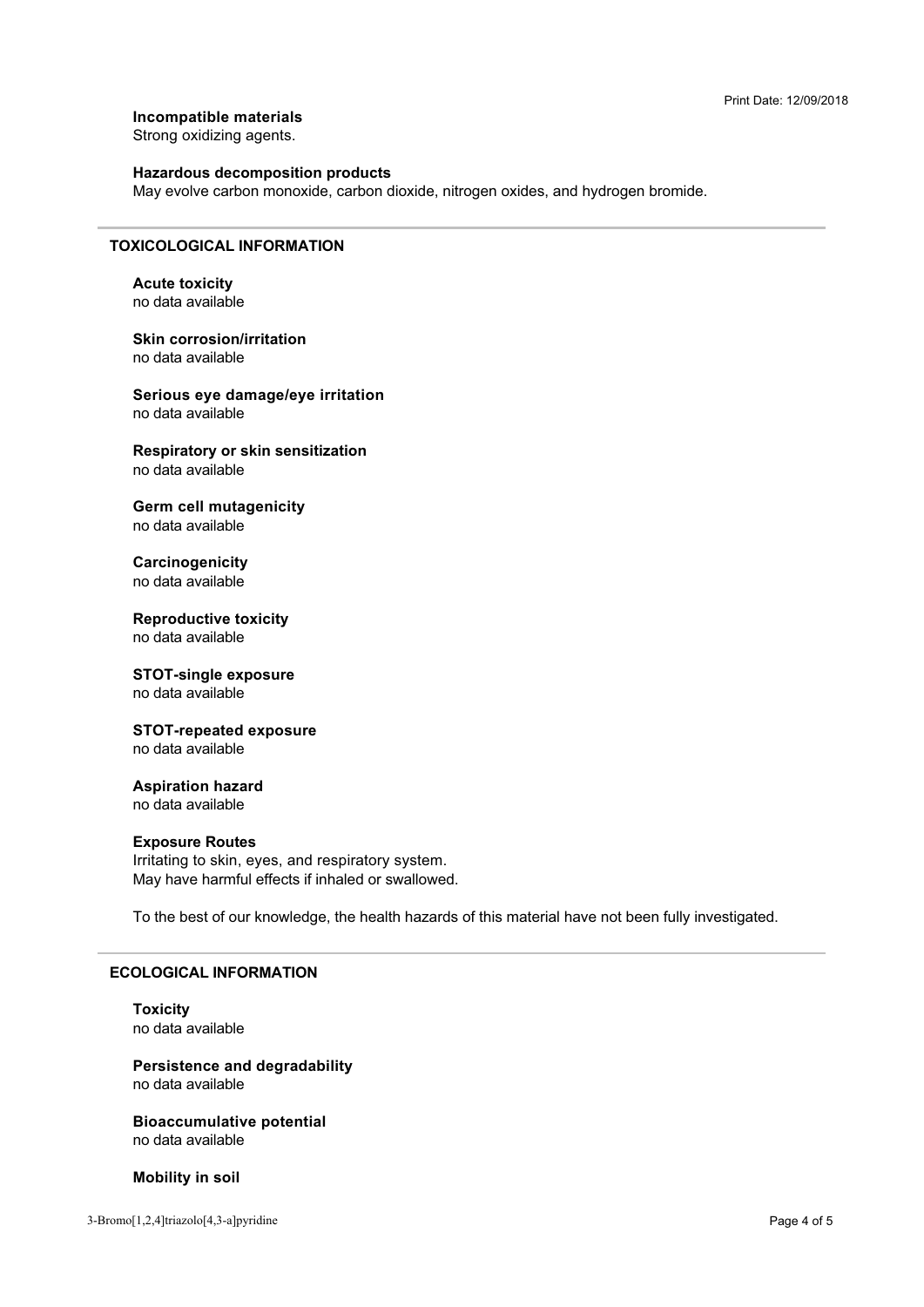**Incompatible materials**
Strong oxidizing agents.

**Hazardous decomposition products**
May evolve carbon monoxide, carbon dioxide, nitrogen oxides, and hydrogen bromide.

## TOXICOLOGICAL INFORMATION

**Acute toxicity**
no data available

**Skin corrosion/irritation**
no data available

**Serious eye damage/eye irritation**
no data available

**Respiratory or skin sensitization**
no data available

**Germ cell mutagenicity**
no data available

**Carcinogenicity**
no data available

**Reproductive toxicity**
no data available

**STOT-single exposure**
no data available

**STOT-repeated exposure**
no data available

**Aspiration hazard**
no data available

**Exposure Routes**
Irritating to skin, eyes, and respiratory system.
May have harmful effects if inhaled or swallowed.

To the best of our knowledge, the health hazards of this material have not been fully investigated.

## ECOLOGICAL INFORMATION

**Toxicity**
no data available

**Persistence and degradability**
no data available

**Bioaccumulative potential**
no data available

**Mobility in soil**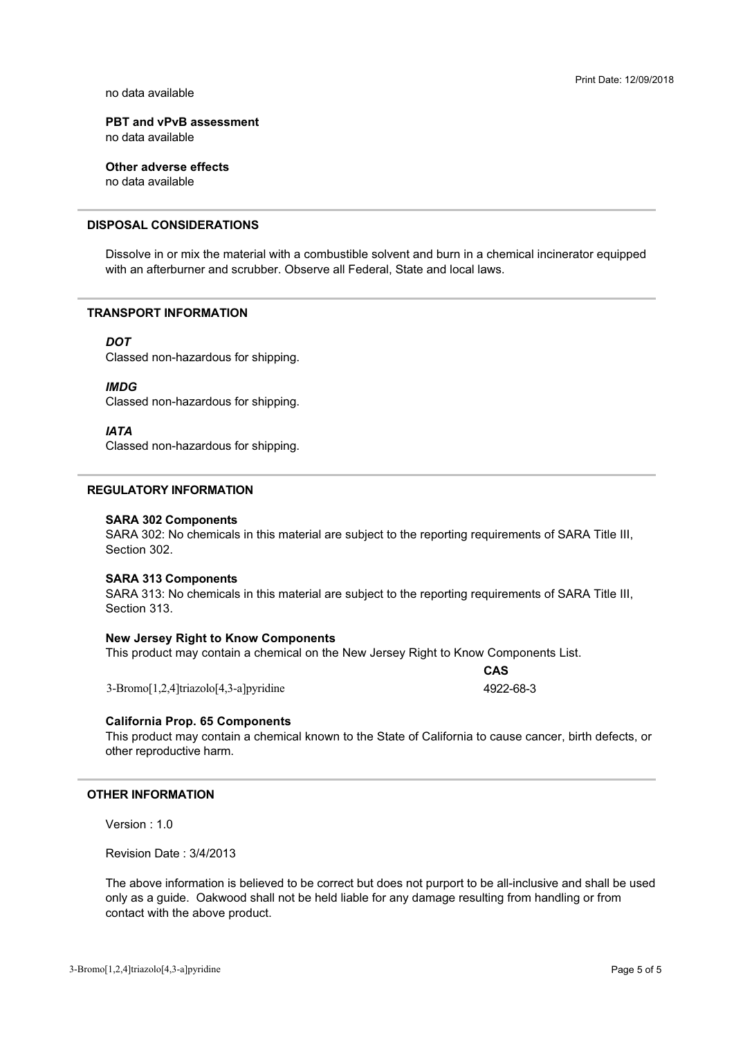no data available

**PBT and vPvB assessment**
no data available

**Other adverse effects**
no data available

## DISPOSAL CONSIDERATIONS

Dissolve in or mix the material with a combustible solvent and burn in a chemical incinerator equipped with an afterburner and scrubber. Observe all Federal, State and local laws.

## TRANSPORT INFORMATION

***DOT***
Classed non-hazardous for shipping.

***IMDG***
Classed non-hazardous for shipping.

***IATA***
Classed non-hazardous for shipping.

## REGULATORY INFORMATION

**SARA 302 Components**
SARA 302: No chemicals in this material are subject to the reporting requirements of SARA Title III, Section 302.

**SARA 313 Components**
SARA 313: No chemicals in this material are subject to the reporting requirements of SARA Title III, Section 313.

**New Jersey Right to Know Components**
This product may contain a chemical on the New Jersey Right to Know Components List.

| | **CAS** |
|---|---|
| 3-Bromo[1,2,4]triazolo[4,3-a]pyridine | 4922-68-3 |

**California Prop. 65 Components**
This product may contain a chemical known to the State of California to cause cancer, birth defects, or other reproductive harm.

## OTHER INFORMATION

Version : 1.0

Revision Date : 3/4/2013

The above information is believed to be correct but does not purport to be all-inclusive and shall be used only as a guide. Oakwood shall not be held liable for any damage resulting from handling or from contact with the above product.